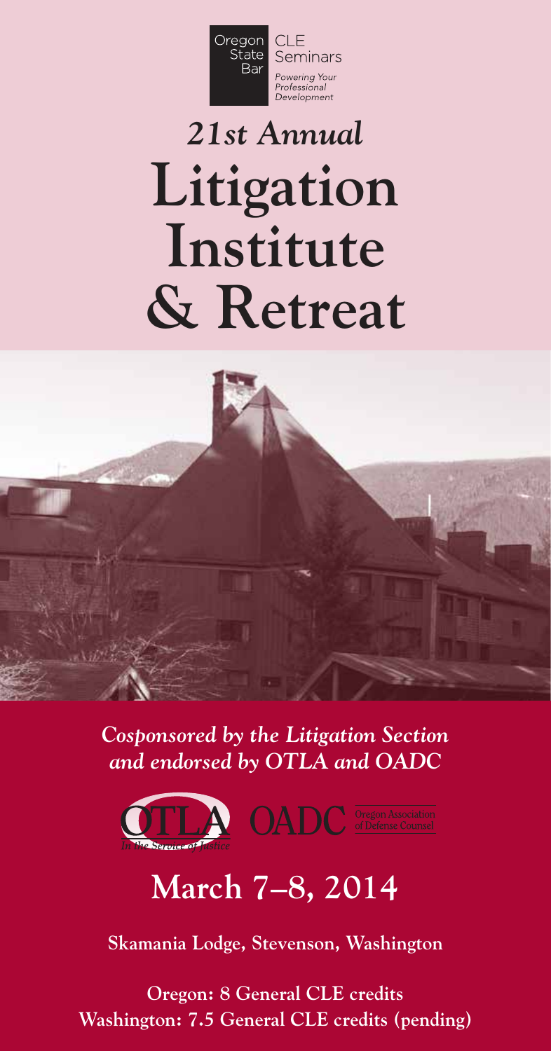Oregon State Bar CLE Seminars

*Powering Your Professional Development*

# *21st Annual*
# Litigation Institute & Retreat

***Cosponsored by the Litigation Section and endorsed by OTLA and OADC***

OTLA *In the Service of Justice*

OADC Oregon Association of Defense Counsel

## March 7–8, 2014

**Skamania Lodge, Stevenson, Washington**

**Oregon: 8 General CLE credits**
**Washington: 7.5 General CLE credits (pending)**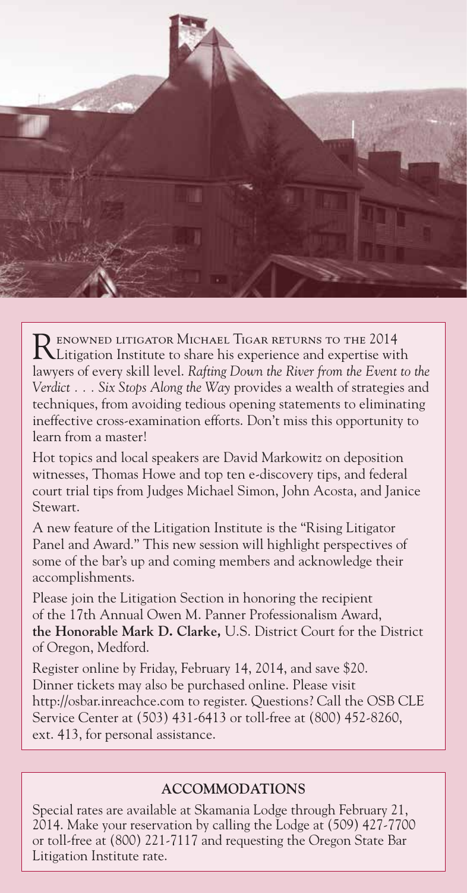Renowned litigator Michael Tigar returns to the 2014 Litigation Institute to share his experience and expertise with lawyers of every skill level. *Rafting Down the River from the Event to the Verdict . . . Six Stops Along the Way* provides a wealth of strategies and techniques, from avoiding tedious opening statements to eliminating ineffective cross-examination efforts. Don't miss this opportunity to learn from a master!

Hot topics and local speakers are David Markowitz on deposition witnesses, Thomas Howe and top ten e-discovery tips, and federal court trial tips from Judges Michael Simon, John Acosta, and Janice Stewart.

A new feature of the Litigation Institute is the "Rising Litigator Panel and Award." This new session will highlight perspectives of some of the bar's up and coming members and acknowledge their accomplishments.

Please join the Litigation Section in honoring the recipient of the 17th Annual Owen M. Panner Professionalism Award, **the Honorable Mark D. Clarke,** U.S. District Court for the District of Oregon, Medford.

Register online by Friday, February 14, 2014, and save $20. Dinner tickets may also be purchased online. Please visit http://osbar.inreachce.com to register. Questions? Call the OSB CLE Service Center at (503) 431-6413 or toll-free at (800) 452-8260, ext. 413, for personal assistance.

## ACCOMMODATIONS

Special rates are available at Skamania Lodge through February 21, 2014. Make your reservation by calling the Lodge at (509) 427-7700 or toll-free at (800) 221-7117 and requesting the Oregon State Bar Litigation Institute rate.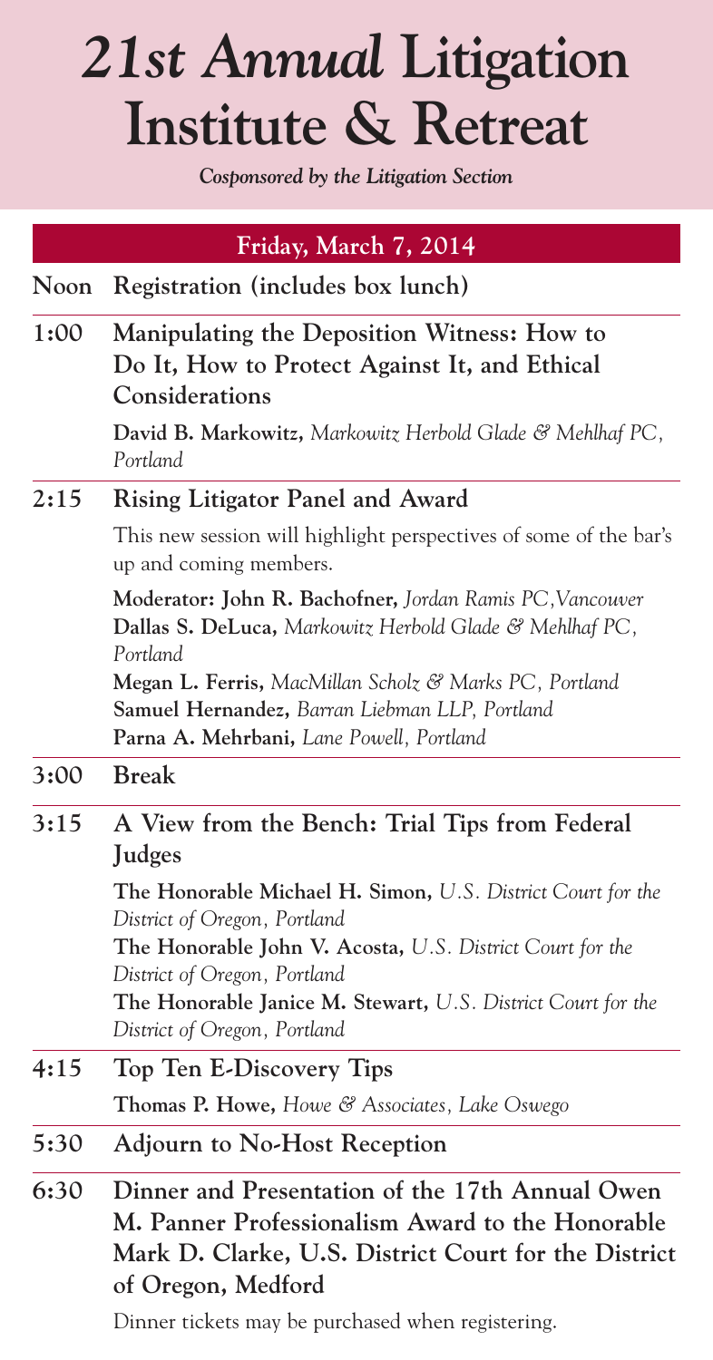# *21st Annual* Litigation Institute & Retreat

*Cosponsored by the Litigation Section*

## Friday, March 7, 2014

**Noon** **Registration (includes box lunch)**

**1:00** **Manipulating the Deposition Witness: How to Do It, How to Protect Against It, and Ethical Considerations**

**David B. Markowitz,** *Markowitz Herbold Glade & Mehlhaf PC, Portland*

**2:15** **Rising Litigator Panel and Award**

This new session will highlight perspectives of some of the bar's up and coming members.

**Moderator: John R. Bachofner,** *Jordan Ramis PC, Vancouver*
**Dallas S. DeLuca,** *Markowitz Herbold Glade & Mehlhaf PC, Portland*
**Megan L. Ferris,** *MacMillan Scholz & Marks PC, Portland*
**Samuel Hernandez,** *Barran Liebman LLP, Portland*
**Parna A. Mehrbani,** *Lane Powell, Portland*

**3:00** **Break**

**3:15** **A View from the Bench: Trial Tips from Federal Judges**

**The Honorable Michael H. Simon,** *U.S. District Court for the District of Oregon, Portland*
**The Honorable John V. Acosta,** *U.S. District Court for the District of Oregon, Portland*
**The Honorable Janice M. Stewart,** *U.S. District Court for the District of Oregon, Portland*

**4:15** **Top Ten E-Discovery Tips**

**Thomas P. Howe,** *Howe & Associates, Lake Oswego*

**5:30** **Adjourn to No-Host Reception**

**6:30** **Dinner and Presentation of the 17th Annual Owen M. Panner Professionalism Award to the Honorable Mark D. Clarke, U.S. District Court for the District of Oregon, Medford**

Dinner tickets may be purchased when registering.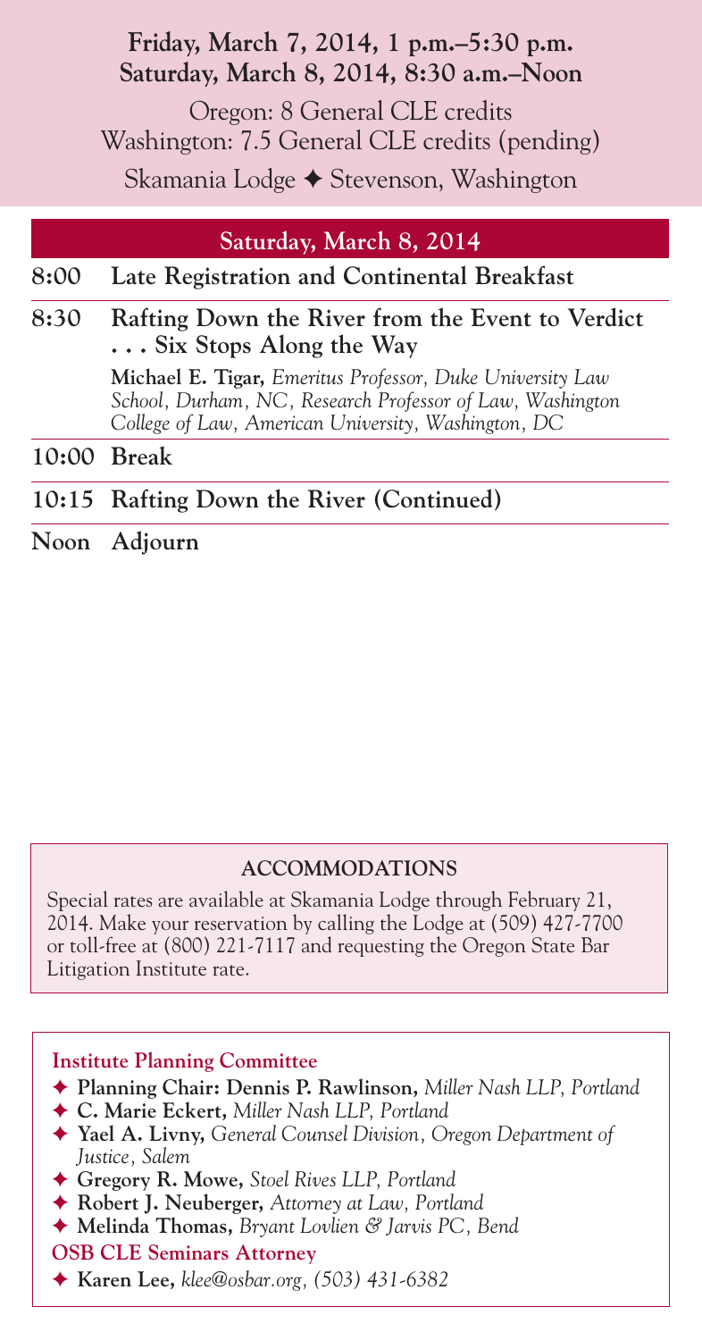**Friday, March 7, 2014, 1 p.m.–5:30 p.m.**
**Saturday, March 8, 2014, 8:30 a.m.–Noon**

Oregon: 8 General CLE credits
Washington: 7.5 General CLE credits (pending)

Skamania Lodge ✦ Stevenson, Washington

## Saturday, March 8, 2014

**8:00 Late Registration and Continental Breakfast**

**8:30 Rafting Down the River from the Event to Verdict . . . Six Stops Along the Way**

**Michael E. Tigar,** *Emeritus Professor, Duke University Law School, Durham, NC, Research Professor of Law, Washington College of Law, American University, Washington, DC*

**10:00 Break**

**10:15 Rafting Down the River (Continued)**

**Noon Adjourn**

### ACCOMMODATIONS

Special rates are available at Skamania Lodge through February 21, 2014. Make your reservation by calling the Lodge at (509) 427-7700 or toll-free at (800) 221-7117 and requesting the Oregon State Bar Litigation Institute rate.

**Institute Planning Committee**

- ✦ **Planning Chair: Dennis P. Rawlinson,** *Miller Nash LLP, Portland*
- ✦ **C. Marie Eckert,** *Miller Nash LLP, Portland*
- ✦ **Yael A. Livny,** *General Counsel Division, Oregon Department of Justice, Salem*
- ✦ **Gregory R. Mowe,** *Stoel Rives LLP, Portland*
- ✦ **Robert J. Neuberger,** *Attorney at Law, Portland*
- ✦ **Melinda Thomas,** *Bryant Lovlien & Jarvis PC, Bend*

**OSB CLE Seminars Attorney**

- ✦ **Karen Lee,** *klee@osbar.org, (503) 431-6382*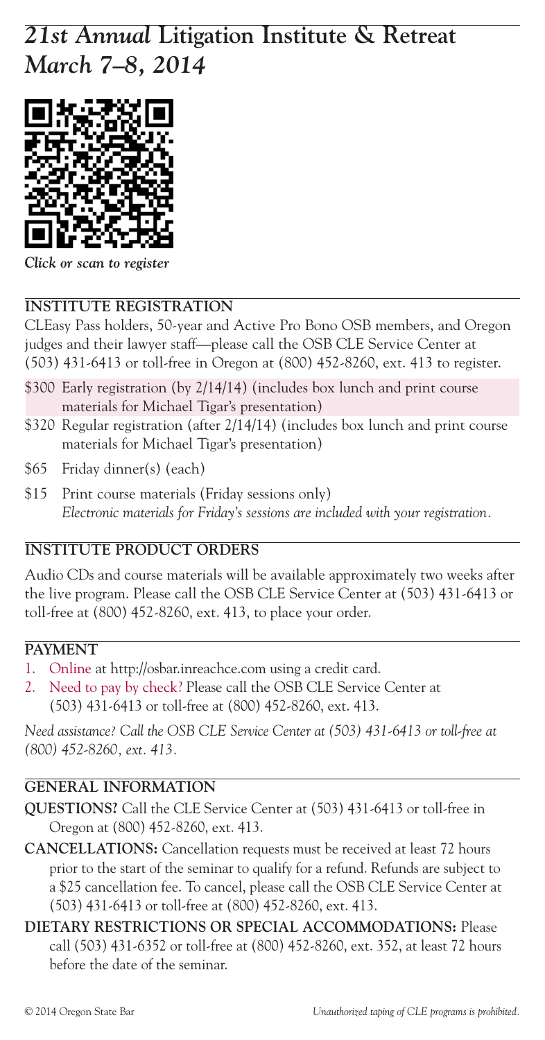# *21st Annual* Litigation Institute & Retreat *March 7–8, 2014*

*Click or scan to register*

## INSTITUTE REGISTRATION

CLEasy Pass holders, 50-year and Active Pro Bono OSB members, and Oregon judges and their lawyer staff—please call the OSB CLE Service Center at (503) 431-6413 or toll-free in Oregon at (800) 452-8260, ext. 413 to register.

- \$300 Early registration (by 2/14/14) (includes box lunch and print course materials for Michael Tigar's presentation)
- \$320 Regular registration (after 2/14/14) (includes box lunch and print course materials for Michael Tigar's presentation)
- \$65 Friday dinner(s) (each)
- \$15 Print course materials (Friday sessions only)
  *Electronic materials for Friday's sessions are included with your registration.*

## INSTITUTE PRODUCT ORDERS

Audio CDs and course materials will be available approximately two weeks after the live program. Please call the OSB CLE Service Center at (503) 431-6413 or toll-free at (800) 452-8260, ext. 413, to place your order.

## PAYMENT

1. Online at http://osbar.inreachce.com using a credit card.
2. Need to pay by check? Please call the OSB CLE Service Center at (503) 431-6413 or toll-free at (800) 452-8260, ext. 413.

*Need assistance? Call the OSB CLE Service Center at (503) 431-6413 or toll-free at (800) 452-8260, ext. 413.*

## GENERAL INFORMATION

**QUESTIONS?** Call the CLE Service Center at (503) 431-6413 or toll-free in Oregon at (800) 452-8260, ext. 413.

**CANCELLATIONS:** Cancellation requests must be received at least 72 hours prior to the start of the seminar to qualify for a refund. Refunds are subject to a \$25 cancellation fee. To cancel, please call the OSB CLE Service Center at (503) 431-6413 or toll-free at (800) 452-8260, ext. 413.

**DIETARY RESTRICTIONS OR SPECIAL ACCOMMODATIONS:** Please call (503) 431-6352 or toll-free at (800) 452-8260, ext. 352, at least 72 hours before the date of the seminar.

© 2014 Oregon State Bar *Unauthorized taping of CLE programs is prohibited.*